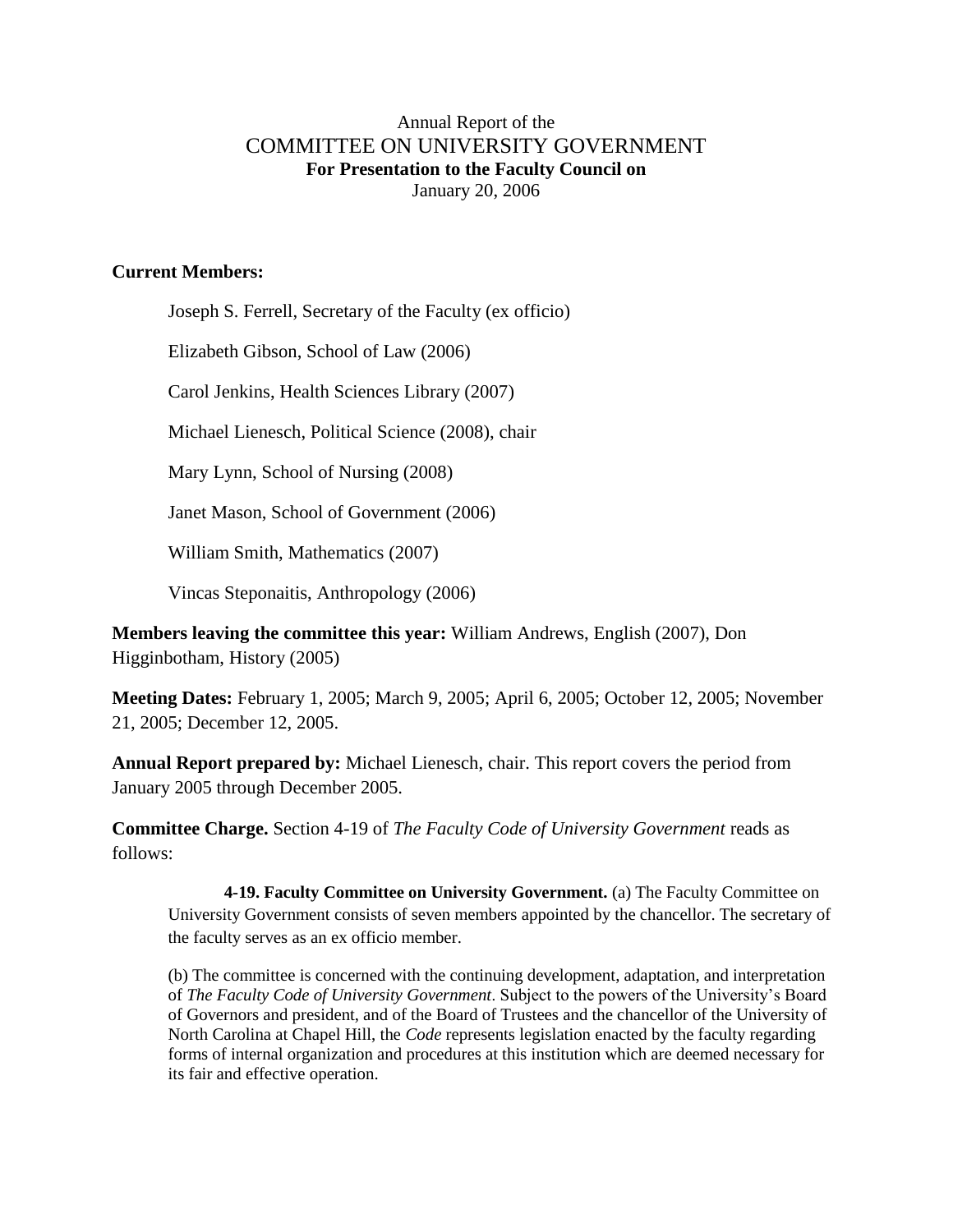# Annual Report of the COMMITTEE ON UNIVERSITY GOVERNMENT

**For Presentation to the Faculty Council on**

January 20, 2006

**Current Members:**

Joseph S. Ferrell, Secretary of the Faculty (ex officio)

Elizabeth Gibson, School of Law (2006)

Carol Jenkins, Health Sciences Library (2007)

Michael Lienesch, Political Science (2008), chair

Mary Lynn, School of Nursing (2008)

Janet Mason, School of Government (2006)

William Smith, Mathematics (2007)

Vincas Steponaitis, Anthropology (2006)

**Members leaving the committee this year:** William Andrews, English (2007), Don Higginbotham, History (2005)

**Meeting Dates:** February 1, 2005; March 9, 2005; April 6, 2005; October 12, 2005; November 21, 2005; December 12, 2005.

**Annual Report prepared by:** Michael Lienesch, chair. This report covers the period from January 2005 through December 2005.

**Committee Charge.** Section 4-19 of *The Faculty Code of University Government* reads as follows:

> **4-19. Faculty Committee on University Government.** (a) The Faculty Committee on University Government consists of seven members appointed by the chancellor. The secretary of the faculty serves as an ex officio member.
>
> (b) The committee is concerned with the continuing development, adaptation, and interpretation of *The Faculty Code of University Government*. Subject to the powers of the University's Board of Governors and president, and of the Board of Trustees and the chancellor of the University of North Carolina at Chapel Hill, the *Code* represents legislation enacted by the faculty regarding forms of internal organization and procedures at this institution which are deemed necessary for its fair and effective operation.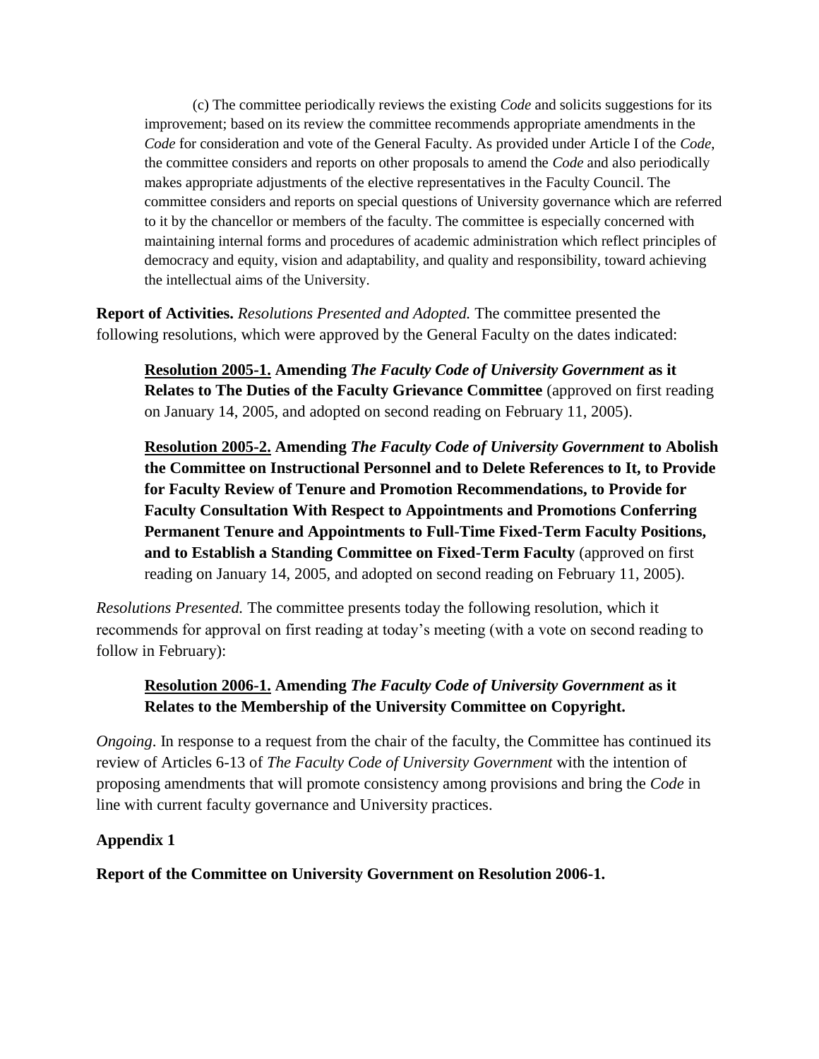(c) The committee periodically reviews the existing *Code* and solicits suggestions for its improvement; based on its review the committee recommends appropriate amendments in the *Code* for consideration and vote of the General Faculty. As provided under Article I of the *Code*, the committee considers and reports on other proposals to amend the *Code* and also periodically makes appropriate adjustments of the elective representatives in the Faculty Council. The committee considers and reports on special questions of University governance which are referred to it by the chancellor or members of the faculty. The committee is especially concerned with maintaining internal forms and procedures of academic administration which reflect principles of democracy and equity, vision and adaptability, and quality and responsibility, toward achieving the intellectual aims of the University.

**Report of Activities.** *Resolutions Presented and Adopted.* The committee presented the following resolutions, which were approved by the General Faculty on the dates indicated:

> **<u>Resolution 2005-1.</u> Amending *The Faculty Code of University Government* as it Relates to The Duties of the Faculty Grievance Committee** (approved on first reading on January 14, 2005, and adopted on second reading on February 11, 2005).
>
> **<u>Resolution 2005-2.</u> Amending *The Faculty Code of University Government* to Abolish the Committee on Instructional Personnel and to Delete References to It, to Provide for Faculty Review of Tenure and Promotion Recommendations, to Provide for Faculty Consultation With Respect to Appointments and Promotions Conferring Permanent Tenure and Appointments to Full-Time Fixed-Term Faculty Positions, and to Establish a Standing Committee on Fixed-Term Faculty** (approved on first reading on January 14, 2005, and adopted on second reading on February 11, 2005).

*Resolutions Presented.* The committee presents today the following resolution, which it recommends for approval on first reading at today's meeting (with a vote on second reading to follow in February):

> **<u>Resolution 2006-1.</u> Amending *The Faculty Code of University Government* as it Relates to the Membership of the University Committee on Copyright.**

*Ongoing*. In response to a request from the chair of the faculty, the Committee has continued its review of Articles 6-13 of *The Faculty Code of University Government* with the intention of proposing amendments that will promote consistency among provisions and bring the *Code* in line with current faculty governance and University practices.

**Appendix 1**

**Report of the Committee on University Government on Resolution 2006-1.**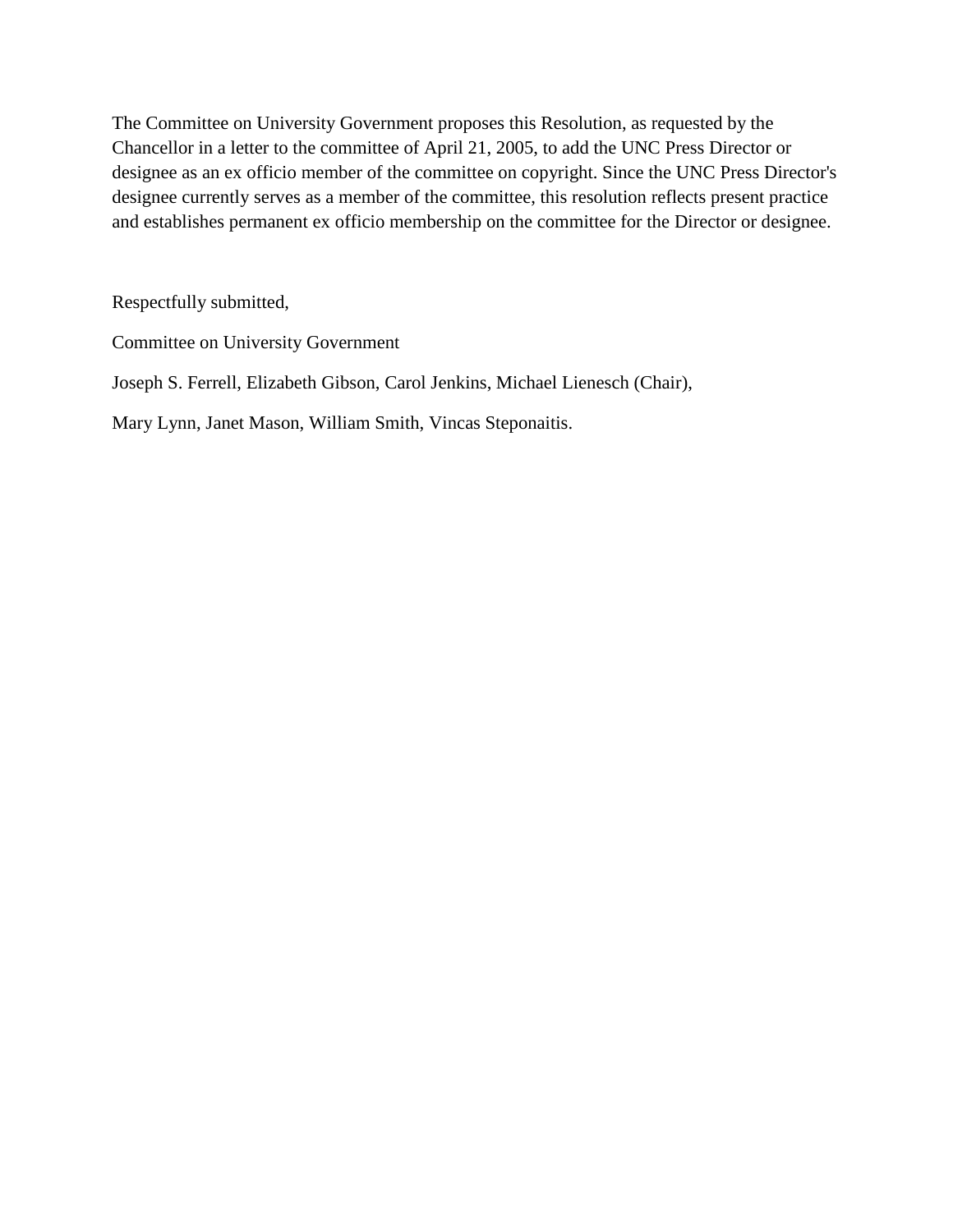The Committee on University Government proposes this Resolution, as requested by the Chancellor in a letter to the committee of April 21, 2005, to add the UNC Press Director or designee as an ex officio member of the committee on copyright. Since the UNC Press Director's designee currently serves as a member of the committee, this resolution reflects present practice and establishes permanent ex officio membership on the committee for the Director or designee.

Respectfully submitted,

Committee on University Government

Joseph S. Ferrell, Elizabeth Gibson, Carol Jenkins, Michael Lienesch (Chair),

Mary Lynn, Janet Mason, William Smith, Vincas Steponaitis.